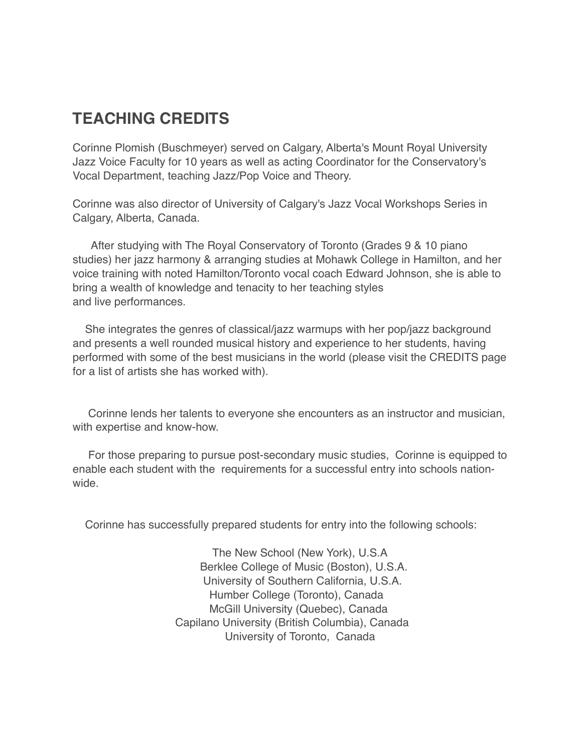# TEACHING CREDITS

Corinne Plomish (Buschmeyer) served on Calgary, Alberta's Mount Royal University Jazz Voice Faculty for 10 years as well as acting Coordinator for the Conservatory's Vocal Department, teaching Jazz/Pop Voice and Theory.

Corinne was also director of University of Calgary's Jazz Vocal Workshops Series in Calgary, Alberta, Canada.

After studying with The Royal Conservatory of Toronto (Grades 9 & 10 piano studies) her jazz harmony & arranging studies at Mohawk College in Hamilton, and her voice training with noted Hamilton/Toronto vocal coach Edward Johnson, she is able to bring a wealth of knowledge and tenacity to her teaching styles and live performances.

She integrates the genres of classical/jazz warmups with her pop/jazz background and presents a well rounded musical history and experience to her students, having performed with some of the best musicians in the world (please visit the CREDITS page for a list of artists she has worked with).

Corinne lends her talents to everyone she encounters as an instructor and musician, with expertise and know-how.

For those preparing to pursue post-secondary music studies, Corinne is equipped to enable each student with the requirements for a successful entry into schools nation-wide.

Corinne has successfully prepared students for entry into the following schools:

The New School (New York), U.S.A
Berklee College of Music (Boston), U.S.A.
University of Southern California, U.S.A.
Humber College (Toronto), Canada
McGill University (Quebec), Canada
Capilano University (British Columbia), Canada
University of Toronto, Canada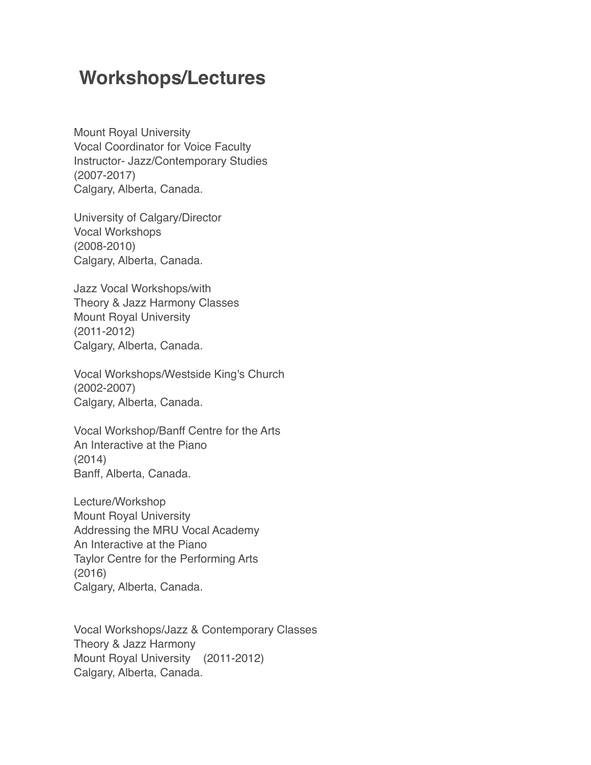# Workshops/Lectures

Mount Royal University
Vocal Coordinator for Voice Faculty
Instructor- Jazz/Contemporary Studies
(2007-2017)
Calgary, Alberta, Canada.

University of Calgary/Director
Vocal Workshops
(2008-2010)
Calgary, Alberta, Canada.

Jazz Vocal Workshops/with
Theory & Jazz Harmony Classes
Mount Royal University
(2011-2012)
Calgary, Alberta, Canada.

Vocal Workshops/Westside King's Church
(2002-2007)
Calgary, Alberta, Canada.

Vocal Workshop/Banff Centre for the Arts
An Interactive at the Piano
(2014)
Banff, Alberta, Canada.

Lecture/Workshop
Mount Royal University
Addressing the MRU Vocal Academy
An Interactive at the Piano
Taylor Centre for the Performing Arts
(2016)
Calgary, Alberta, Canada.

Vocal Workshops/Jazz & Contemporary Classes
Theory & Jazz Harmony
Mount Royal University (2011-2012)
Calgary, Alberta, Canada.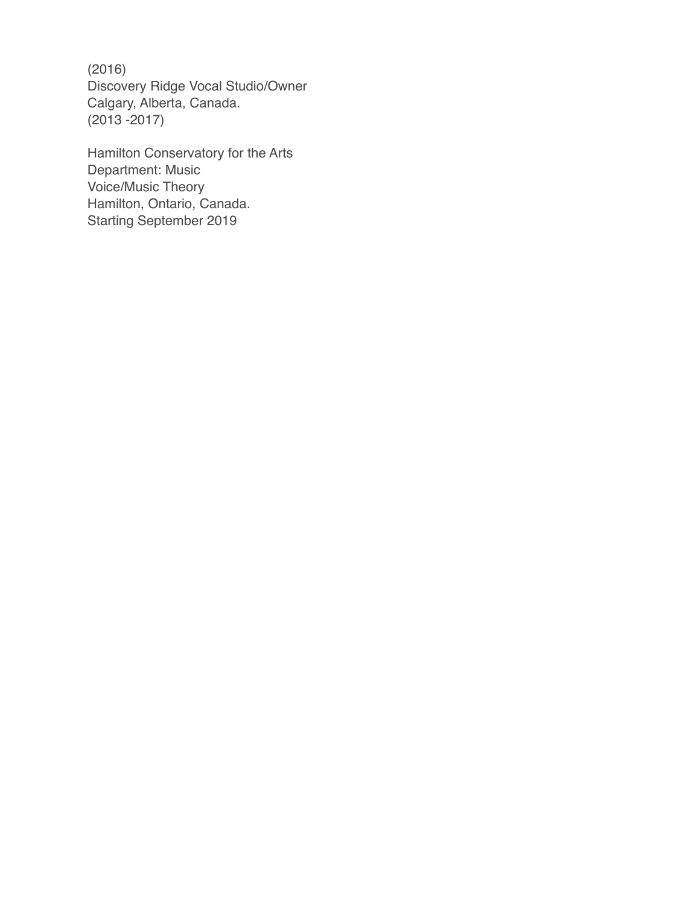(2016)
Discovery Ridge Vocal Studio/Owner
Calgary, Alberta, Canada.
(2013 -2017)

Hamilton Conservatory for the Arts
Department: Music
Voice/Music Theory
Hamilton, Ontario, Canada.
Starting September 2019